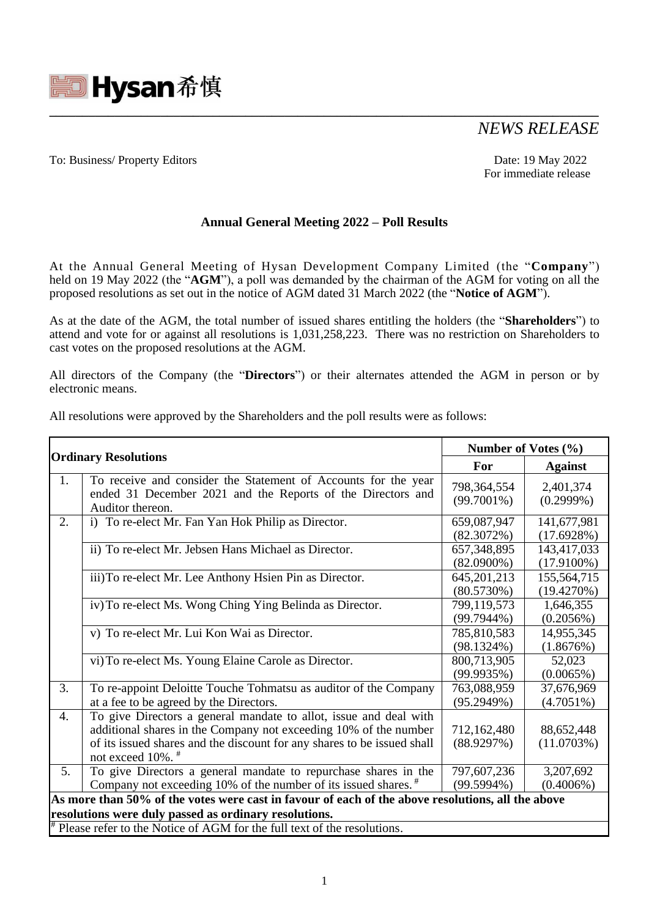Hysan 希慎

*NEWS RELEASE*

To: Business/ Property Editors

Date: 19 May 2022
For immediate release

## Annual General Meeting 2022 – Poll Results

At the Annual General Meeting of Hysan Development Company Limited (the "**Company**") held on 19 May 2022 (the "**AGM**"), a poll was demanded by the chairman of the AGM for voting on all the proposed resolutions as set out in the notice of AGM dated 31 March 2022 (the "**Notice of AGM**").

As at the date of the AGM, the total number of issued shares entitling the holders (the "**Shareholders**") to attend and vote for or against all resolutions is 1,031,258,223. There was no restriction on Shareholders to cast votes on the proposed resolutions at the AGM.

All directors of the Company (the "**Directors**") or their alternates attended the AGM in person or by electronic means.

All resolutions were approved by the Shareholders and the poll results were as follows:

| Ordinary Resolutions | | Number of Votes (%) | |
|---|---|---|---|
| | | **For** | **Against** |
| 1. | To receive and consider the Statement of Accounts for the year ended 31 December 2021 and the Reports of the Directors and Auditor thereon. | 798,364,554 (99.7001%) | 2,401,374 (0.2999%) |
| 2. | i) To re-elect Mr. Fan Yan Hok Philip as Director. | 659,087,947 (82.3072%) | 141,677,981 (17.6928%) |
| | ii) To re-elect Mr. Jebsen Hans Michael as Director. | 657,348,895 (82.0900%) | 143,417,033 (17.9100%) |
| | iii) To re-elect Mr. Lee Anthony Hsien Pin as Director. | 645,201,213 (80.5730%) | 155,564,715 (19.4270%) |
| | iv) To re-elect Ms. Wong Ching Ying Belinda as Director. | 799,119,573 (99.7944%) | 1,646,355 (0.2056%) |
| | v) To re-elect Mr. Lui Kon Wai as Director. | 785,810,583 (98.1324%) | 14,955,345 (1.8676%) |
| | vi) To re-elect Ms. Young Elaine Carole as Director. | 800,713,905 (99.9935%) | 52,023 (0.0065%) |
| 3. | To re-appoint Deloitte Touche Tohmatsu as auditor of the Company at a fee to be agreed by the Directors. | 763,088,959 (95.2949%) | 37,676,969 (4.7051%) |
| 4. | To give Directors a general mandate to allot, issue and deal with additional shares in the Company not exceeding 10% of the number of its issued shares and the discount for any shares to be issued shall not exceed 10%. # | 712,162,480 (88.9297%) | 88,652,448 (11.0703%) |
| 5. | To give Directors a general mandate to repurchase shares in the Company not exceeding 10% of the number of its issued shares. # | 797,607,236 (99.5994%) | 3,207,692 (0.4006%) |
| **As more than 50% of the votes were cast in favour of each of the above resolutions, all the above resolutions were duly passed as ordinary resolutions.** | | | |
| # Please refer to the Notice of AGM for the full text of the resolutions. | | | |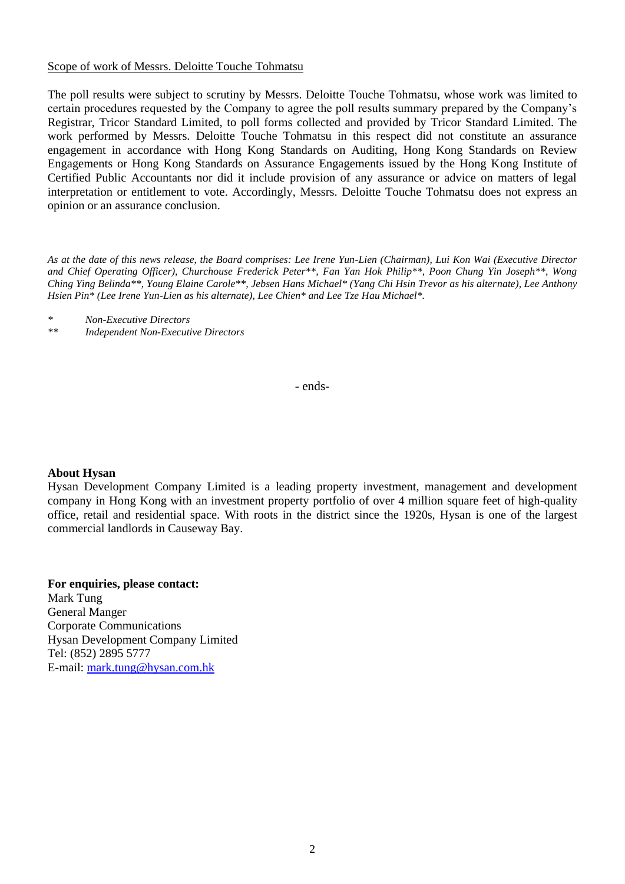Scope of work of Messrs. Deloitte Touche Tohmatsu

The poll results were subject to scrutiny by Messrs. Deloitte Touche Tohmatsu, whose work was limited to certain procedures requested by the Company to agree the poll results summary prepared by the Company's Registrar, Tricor Standard Limited, to poll forms collected and provided by Tricor Standard Limited. The work performed by Messrs. Deloitte Touche Tohmatsu in this respect did not constitute an assurance engagement in accordance with Hong Kong Standards on Auditing, Hong Kong Standards on Review Engagements or Hong Kong Standards on Assurance Engagements issued by the Hong Kong Institute of Certified Public Accountants nor did it include provision of any assurance or advice on matters of legal interpretation or entitlement to vote. Accordingly, Messrs. Deloitte Touche Tohmatsu does not express an opinion or an assurance conclusion.

*As at the date of this news release, the Board comprises: Lee Irene Yun-Lien (Chairman), Lui Kon Wai (Executive Director and Chief Operating Officer), Churchouse Frederick Peter**, Fan Yan Hok Philip**, Poon Chung Yin Joseph**, Wong Ching Ying Belinda**, Young Elaine Carole**, Jebsen Hans Michael* (Yang Chi Hsin Trevor as his alternate), Lee Anthony Hsien Pin* (Lee Irene Yun-Lien as his alternate), Lee Chien* and Lee Tze Hau Michael*.*

\* *Non-Executive Directors*

** *Independent Non-Executive Directors*

- ends-

**About Hysan**

Hysan Development Company Limited is a leading property investment, management and development company in Hong Kong with an investment property portfolio of over 4 million square feet of high-quality office, retail and residential space. With roots in the district since the 1920s, Hysan is one of the largest commercial landlords in Causeway Bay.

**For enquiries, please contact:**

Mark Tung
General Manger
Corporate Communications
Hysan Development Company Limited
Tel: (852) 2895 5777
E-mail: mark.tung@hysan.com.hk